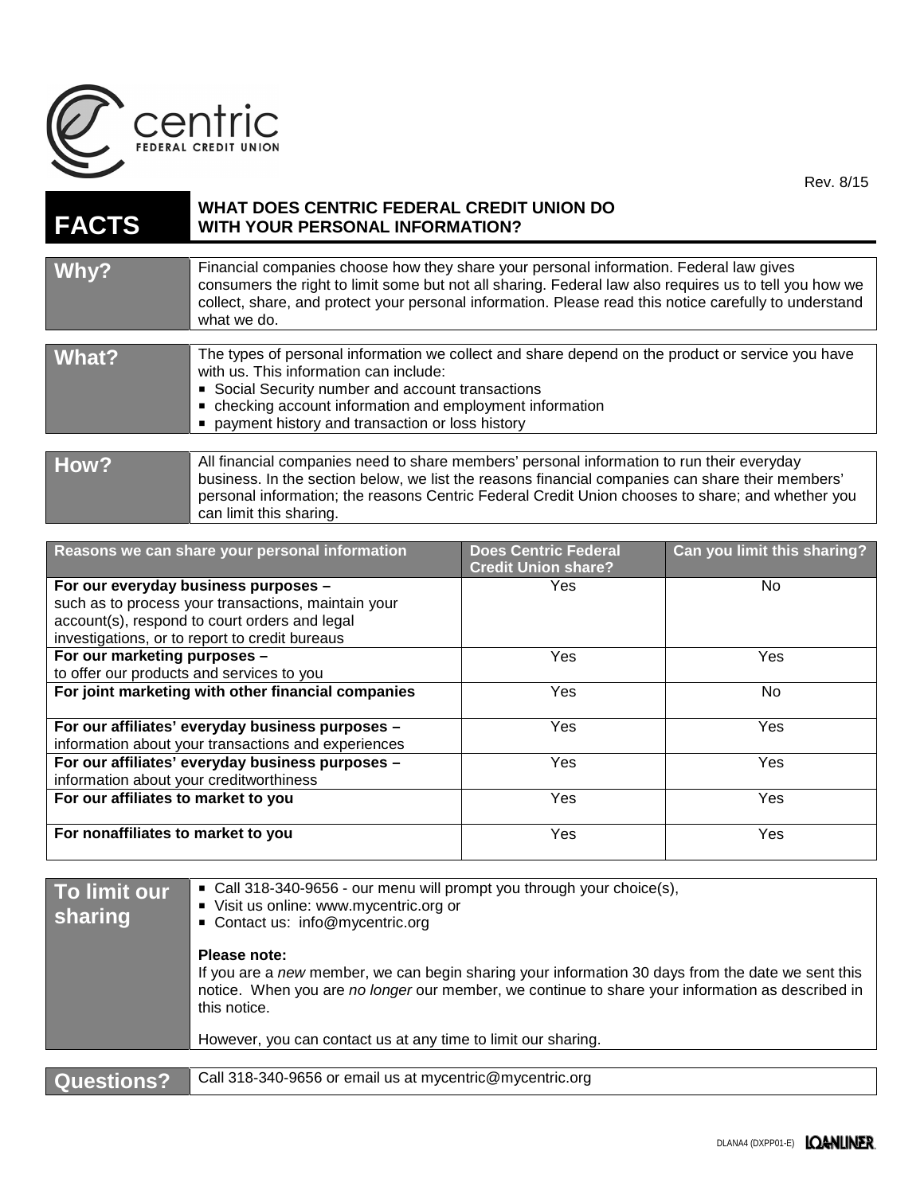centric FEDERAL CREDIT UNION

Rev. 8/15

# FACTS — WHAT DOES CENTRIC FEDERAL CREDIT UNION DO WITH YOUR PERSONAL INFORMATION?

| | |
|---|---|
| **Why?** | Financial companies choose how they share your personal information. Federal law gives consumers the right to limit some but not all sharing. Federal law also requires us to tell you how we collect, share, and protect your personal information. Please read this notice carefully to understand what we do. |

| | |
|---|---|
| **What?** | The types of personal information we collect and share depend on the product or service you have with us. This information can include:<br>▪ Social Security number and account transactions<br>▪ checking account information and employment information<br>▪ payment history and transaction or loss history |

| | |
|---|---|
| **How?** | All financial companies need to share members' personal information to run their everyday business. In the section below, we list the reasons financial companies can share their members' personal information; the reasons Centric Federal Credit Union chooses to share; and whether you can limit this sharing. |

| Reasons we can share your personal information | Does Centric Federal Credit Union share? | Can you limit this sharing? |
|---|---|---|
| **For our everyday business purposes –** such as to process your transactions, maintain your account(s), respond to court orders and legal investigations, or to report to credit bureaus | Yes | No |
| **For our marketing purposes –** to offer our products and services to you | Yes | Yes |
| **For joint marketing with other financial companies** | Yes | No |
| **For our affiliates' everyday business purposes –** information about your transactions and experiences | Yes | Yes |
| **For our affiliates' everyday business purposes –** information about your creditworthiness | Yes | Yes |
| **For our affiliates to market to you** | Yes | Yes |
| **For nonaffiliates to market to you** | Yes | Yes |

| | |
|---|---|
| **To limit our sharing** | ▪ Call 318-340-9656 - our menu will prompt you through your choice(s),<br>▪ Visit us online: www.mycentric.org or<br>▪ Contact us: info@mycentric.org<br><br>**Please note:**<br>If you are a *new* member, we can begin sharing your information 30 days from the date we sent this notice. When you are *no longer* our member, we continue to share your information as described in this notice.<br><br>However, you can contact us at any time to limit our sharing. |

| | |
|---|---|
| **Questions?** | Call 318-340-9656 or email us at mycentric@mycentric.org |

DLANA4 (DXPP01-E) LOANLINER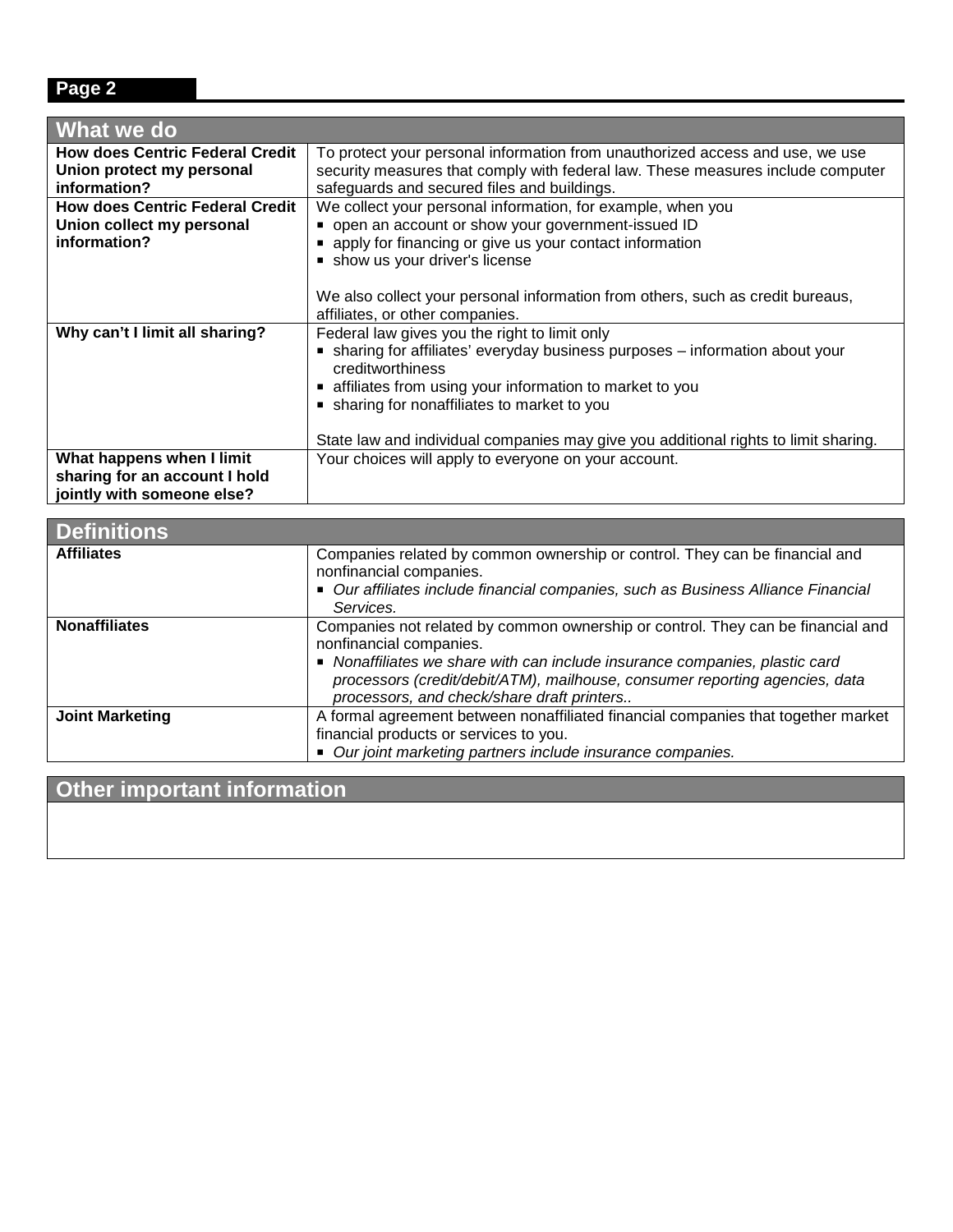| What we do | |
|---|---|
| **How does Centric Federal Credit Union protect my personal information?** | To protect your personal information from unauthorized access and use, we use security measures that comply with federal law. These measures include computer safeguards and secured files and buildings. |
| **How does Centric Federal Credit Union collect my personal information?** | We collect your personal information, for example, when you<br>▪ open an account or show your government-issued ID<br>▪ apply for financing or give us your contact information<br>▪ show us your driver's license<br><br>We also collect your personal information from others, such as credit bureaus, affiliates, or other companies. |
| **Why can't I limit all sharing?** | Federal law gives you the right to limit only<br>▪ sharing for affiliates' everyday business purposes – information about your creditworthiness<br>▪ affiliates from using your information to market to you<br>▪ sharing for nonaffiliates to market to you<br><br>State law and individual companies may give you additional rights to limit sharing. |
| **What happens when I limit sharing for an account I hold jointly with someone else?** | Your choices will apply to everyone on your account. |

| Definitions | |
|---|---|
| **Affiliates** | Companies related by common ownership or control. They can be financial and nonfinancial companies.<br>▪ *Our affiliates include financial companies, such as Business Alliance Financial Services.* |
| **Nonaffiliates** | Companies not related by common ownership or control. They can be financial and nonfinancial companies.<br>▪ *Nonaffiliates we share with can include insurance companies, plastic card processors (credit/debit/ATM), mailhouse, consumer reporting agencies, data processors, and check/share draft printers..* |
| **Joint Marketing** | A formal agreement between nonaffiliated financial companies that together market financial products or services to you.<br>▪ *Our joint marketing partners include insurance companies.* |

## Other important information